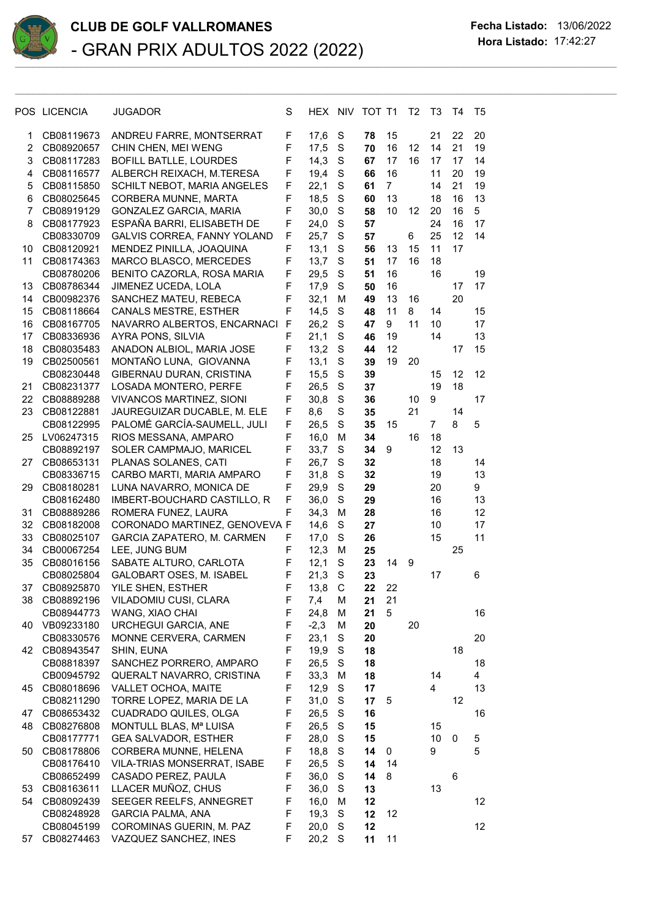# CLUB DE GOLF VALLROMANES

## - GRAN PRIX ADULTOS 2022 (2022)

**Fecha Listado:** 13/06/2022
**Hora Listado:** 17:42:27

| POS | LICENCIA | JUGADOR | S | HEX | NIV | TOT | T1 | T2 | T3 | T4 | T5 |
|---|---|---|---|---|---|---|---|---|---|---|---|
| 1 | CB08119673 | ANDREU FARRE, MONTSERRAT | F | 17,6 | S | **78** | 15 | | 21 | 22 | 20 |
| 2 | CB08920657 | CHIN CHEN, MEI WENG | F | 17,5 | S | **70** | 16 | 12 | 14 | 21 | 19 |
| 3 | CB08117283 | BOFILL BATLLE, LOURDES | F | 14,3 | S | **67** | 17 | 16 | 17 | 17 | 14 |
| 4 | CB08116577 | ALBERCH REIXACH, M.TERESA | F | 19,4 | S | **66** | 16 | | 11 | 20 | 19 |
| 5 | CB08115850 | SCHILT NEBOT, MARIA ANGELES | F | 22,1 | S | **61** | 7 | | 14 | 21 | 19 |
| 6 | CB08025645 | CORBERA MUNNE, MARTA | F | 18,5 | S | **60** | 13 | | 18 | 16 | 13 |
| 7 | CB08919129 | GONZALEZ GARCIA, MARIA | F | 30,0 | S | **58** | 10 | 12 | 20 | 16 | 5 |
| 8 | CB08177923 | ESPAÑA BARRI, ELISABETH DE | F | 24,0 | S | **57** | | | 24 | 16 | 17 |
| | CB08330709 | GALVIS CORREA, FANNY YOLAND | F | 25,7 | S | **57** | | 6 | 25 | 12 | 14 |
| 10 | CB08120921 | MENDEZ PINILLA, JOAQUINA | F | 13,1 | S | **56** | 13 | 15 | 11 | 17 | |
| 11 | CB08174363 | MARCO BLASCO, MERCEDES | F | 13,7 | S | **51** | 17 | 16 | 18 | | |
| | CB08780206 | BENITO CAZORLA, ROSA MARIA | F | 29,5 | S | **51** | 16 | | 16 | | 19 |
| 13 | CB08786344 | JIMENEZ UCEDA, LOLA | F | 17,9 | S | **50** | 16 | | | 17 | 17 |
| 14 | CB00982376 | SANCHEZ MATEU, REBECA | F | 32,1 | M | **49** | 13 | 16 | | 20 | |
| 15 | CB08118664 | CANALS MESTRE, ESTHER | F | 14,5 | S | **48** | 11 | 8 | 14 | | 15 |
| 16 | CB08167705 | NAVARRO ALBERTOS, ENCARNACI | F | 26,2 | S | **47** | 9 | 11 | 10 | | 17 |
| 17 | CB08336936 | AYRA PONS, SILVIA | F | 21,1 | S | **46** | 19 | | 14 | | 13 |
| 18 | CB08035483 | ANADON ALBIOL, MARIA JOSE | F | 13,2 | S | **44** | 12 | | | 17 | 15 |
| 19 | CB02500561 | MONTAÑO LUNA, GIOVANNA | F | 13,1 | S | **39** | 19 | 20 | | | |
| | CB08230448 | GIBERNAU DURAN, CRISTINA | F | 15,5 | S | **39** | | | 15 | 12 | 12 |
| 21 | CB08231377 | LOSADA MONTERO, PERFE | F | 26,5 | S | **37** | | | 19 | 18 | |
| 22 | CB08889288 | VIVANCOS MARTINEZ, SIONI | F | 30,8 | S | **36** | | 10 | 9 | | 17 |
| 23 | CB08122881 | JAUREGUIZAR DUCABLE, M. ELE | F | 8,6 | S | **35** | | 21 | | 14 | |
| | CB08122995 | PALOMÉ GARCÍA-SAUMELL, JULI | F | 26,5 | S | **35** | 15 | | 7 | 8 | 5 |
| 25 | LV06247315 | RIOS MESSANA, AMPARO | F | 16,0 | M | **34** | | 16 | 18 | | |
| | CB08892197 | SOLER CAMPMAJO, MARICEL | F | 33,7 | S | **34** | 9 | | 12 | 13 | |
| 27 | CB08653131 | PLANAS SOLANES, CATI | F | 26,7 | S | **32** | | | 18 | | 14 |
| | CB08336715 | CARBO MARTI, MARIA AMPARO | F | 31,8 | S | **32** | | | 19 | | 13 |
| 29 | CB08180281 | LUNA NAVARRO, MONICA DE | F | 29,9 | S | **29** | | | 20 | | 9 |
| | CB08162480 | IMBERT-BOUCHARD CASTILLO, R | F | 36,0 | S | **29** | | | 16 | | 13 |
| 31 | CB08889286 | ROMERA FUNEZ, LAURA | F | 34,3 | M | **28** | | | 16 | | 12 |
| 32 | CB08182008 | CORONADO MARTINEZ, GENOVEVA | F | 14,6 | S | **27** | | | 10 | | 17 |
| 33 | CB08025107 | GARCIA ZAPATERO, M. CARMEN | F | 17,0 | S | **26** | | | 15 | | 11 |
| 34 | CB00067254 | LEE, JUNG BUM | F | 12,3 | M | **25** | | | | 25 | |
| 35 | CB08016156 | SABATE ALTURO, CARLOTA | F | 12,1 | S | **23** | 14 | 9 | | | |
| | CB08025804 | GALOBART OSES, M. ISABEL | F | 21,3 | S | **23** | | | 17 | | 6 |
| 37 | CB08925870 | YILE SHEN, ESTHER | F | 13,8 | C | **22** | 22 | | | | |
| 38 | CB08892196 | VILADOMIU CUSI, CLARA | F | 7,4 | M | **21** | 21 | | | | |
| | CB08944773 | WANG, XIAO CHAI | F | 24,8 | M | **21** | 5 | | | | 16 |
| 40 | VB09233180 | URCHEGUI GARCIA, ANE | F | -2,3 | M | **20** | | 20 | | | |
| | CB08330576 | MONNE CERVERA, CARMEN | F | 23,1 | S | **20** | | | | | 20 |
| 42 | CB08943547 | SHIN, EUNA | F | 19,9 | S | **18** | | | | 18 | |
| | CB08818397 | SANCHEZ PORRERO, AMPARO | F | 26,5 | S | **18** | | | | | 18 |
| | CB00945792 | QUERALT NAVARRO, CRISTINA | F | 33,3 | M | **18** | | | 14 | | 4 |
| 45 | CB08018696 | VALLET OCHOA, MAITE | F | 12,9 | S | **17** | | | 4 | | 13 |
| | CB08211290 | TORRE LOPEZ, MARIA DE LA | F | 31,0 | S | **17** | 5 | | | 12 | |
| 47 | CB08653432 | CUADRADO QUILES, OLGA | F | 26,5 | S | **16** | | | | | 16 |
| 48 | CB08276808 | MONTULL BLAS, Mª LUISA | F | 26,5 | S | **15** | | | 15 | | |
| | CB08177771 | GEA SALVADOR, ESTHER | F | 28,0 | S | **15** | | | 10 | 0 | 5 |
| 50 | CB08178806 | CORBERA MUNNE, HELENA | F | 18,8 | S | **14** | 0 | | 9 | | 5 |
| | CB08176410 | VILA-TRIAS MONSERRAT, ISABE | F | 26,5 | S | **14** | 14 | | | | |
| | CB08652499 | CASADO PEREZ, PAULA | F | 36,0 | S | **14** | 8 | | | 6 | |
| 53 | CB08163611 | LLACER MUÑOZ, CHUS | F | 36,0 | S | **13** | | | 13 | | |
| 54 | CB08092439 | SEEGER REELFS, ANNEGRET | F | 16,0 | M | **12** | | | | | 12 |
| | CB08248928 | GARCIA PALMA, ANA | F | 19,3 | S | **12** | 12 | | | | |
| | CB08045199 | COROMINAS GUERIN, M. PAZ | F | 20,0 | S | **12** | | | | | 12 |
| 57 | CB08274463 | VAZQUEZ SANCHEZ, INES | F | 20,2 | S | **11** | 11 | | | | |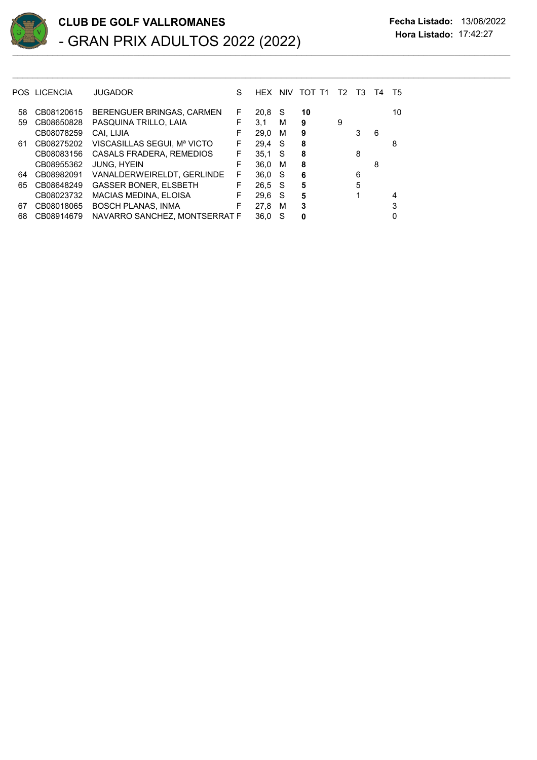**CLUB DE GOLF VALLROMANES**

- GRAN PRIX ADULTOS 2022 (2022)

**Fecha Listado:** 13/06/2022
**Hora Listado:** 17:42:27

| POS | LICENCIA | JUGADOR | S | HEX | NIV | TOT | T1 | T2 | T3 | T4 | T5 |
|---|---|---|---|---|---|---|---|---|---|---|---|
| 58 | CB08120615 | BERENGUER BRINGAS, CARMEN | F | 20,8 | S | **10** | | | | | 10 |
| 59 | CB08650828 | PASQUINA TRILLO, LAIA | F | 3,1 | M | **9** | | 9 | | | |
| | CB08078259 | CAI, LIJIA | F | 29,0 | M | **9** | | | 3 | 6 | |
| 61 | CB08275202 | VISCASILLAS SEGUI, Mª VICTO | F | 29,4 | S | **8** | | | | | 8 |
| | CB08083156 | CASALS FRADERA, REMEDIOS | F | 35,1 | S | **8** | | | 8 | | |
| | CB08955362 | JUNG, HYEIN | F | 36,0 | M | **8** | | | | 8 | |
| 64 | CB08982091 | VANALDERWEIRELDT, GERLINDE | F | 36,0 | S | **6** | | | 6 | | |
| 65 | CB08648249 | GASSER BONER, ELSBETH | F | 26,5 | S | **5** | | | 5 | | |
| | CB08023732 | MACIAS MEDINA, ELOISA | F | 29,6 | S | **5** | | | 1 | | 4 |
| 67 | CB08018065 | BOSCH PLANAS, INMA | F | 27,8 | M | **3** | | | | | 3 |
| 68 | CB08914679 | NAVARRO SANCHEZ, MONTSERRAT | F | 36,0 | S | **0** | | | | | 0 |